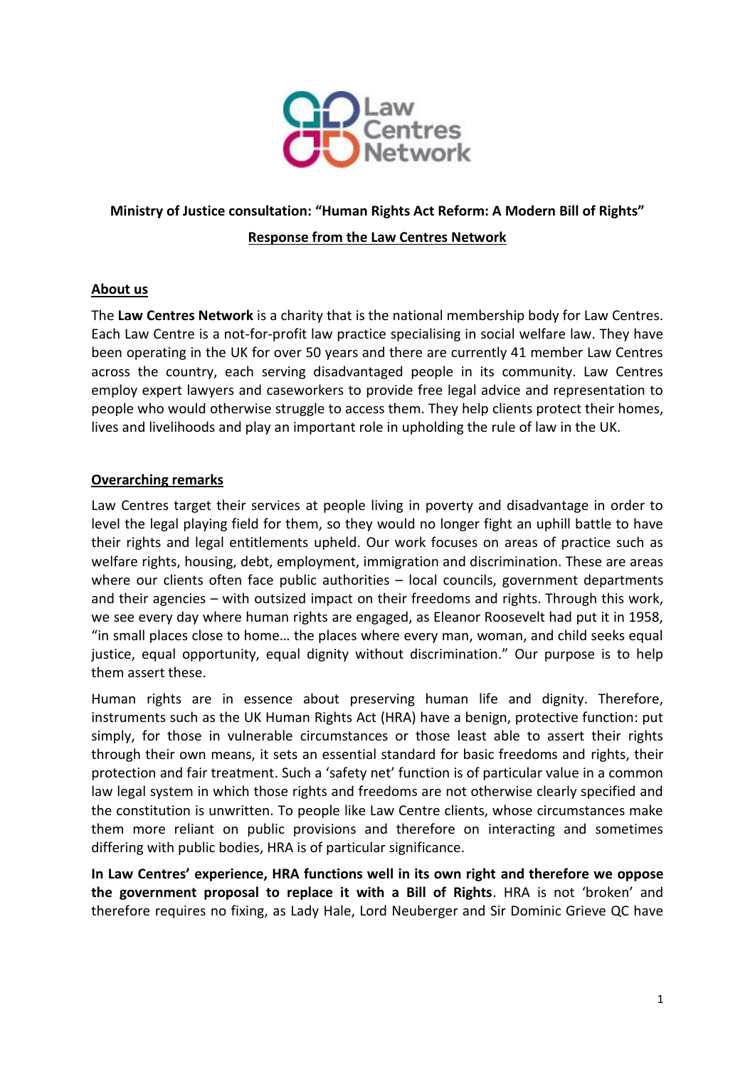**Ministry of Justice consultation: "Human Rights Act Reform: A Modern Bill of Rights"**

**Response from the Law Centres Network**

## About us

The **Law Centres Network** is a charity that is the national membership body for Law Centres. Each Law Centre is a not-for-profit law practice specialising in social welfare law. They have been operating in the UK for over 50 years and there are currently 41 member Law Centres across the country, each serving disadvantaged people in its community. Law Centres employ expert lawyers and caseworkers to provide free legal advice and representation to people who would otherwise struggle to access them. They help clients protect their homes, lives and livelihoods and play an important role in upholding the rule of law in the UK.

## Overarching remarks

Law Centres target their services at people living in poverty and disadvantage in order to level the legal playing field for them, so they would no longer fight an uphill battle to have their rights and legal entitlements upheld. Our work focuses on areas of practice such as welfare rights, housing, debt, employment, immigration and discrimination. These are areas where our clients often face public authorities – local councils, government departments and their agencies – with outsized impact on their freedoms and rights. Through this work, we see every day where human rights are engaged, as Eleanor Roosevelt had put it in 1958, "in small places close to home… the places where every man, woman, and child seeks equal justice, equal opportunity, equal dignity without discrimination." Our purpose is to help them assert these.

Human rights are in essence about preserving human life and dignity. Therefore, instruments such as the UK Human Rights Act (HRA) have a benign, protective function: put simply, for those in vulnerable circumstances or those least able to assert their rights through their own means, it sets an essential standard for basic freedoms and rights, their protection and fair treatment. Such a 'safety net' function is of particular value in a common law legal system in which those rights and freedoms are not otherwise clearly specified and the constitution is unwritten. To people like Law Centre clients, whose circumstances make them more reliant on public provisions and therefore on interacting and sometimes differing with public bodies, HRA is of particular significance.

**In Law Centres' experience, HRA functions well in its own right and therefore we oppose the government proposal to replace it with a Bill of Rights**. HRA is not 'broken' and therefore requires no fixing, as Lady Hale, Lord Neuberger and Sir Dominic Grieve QC have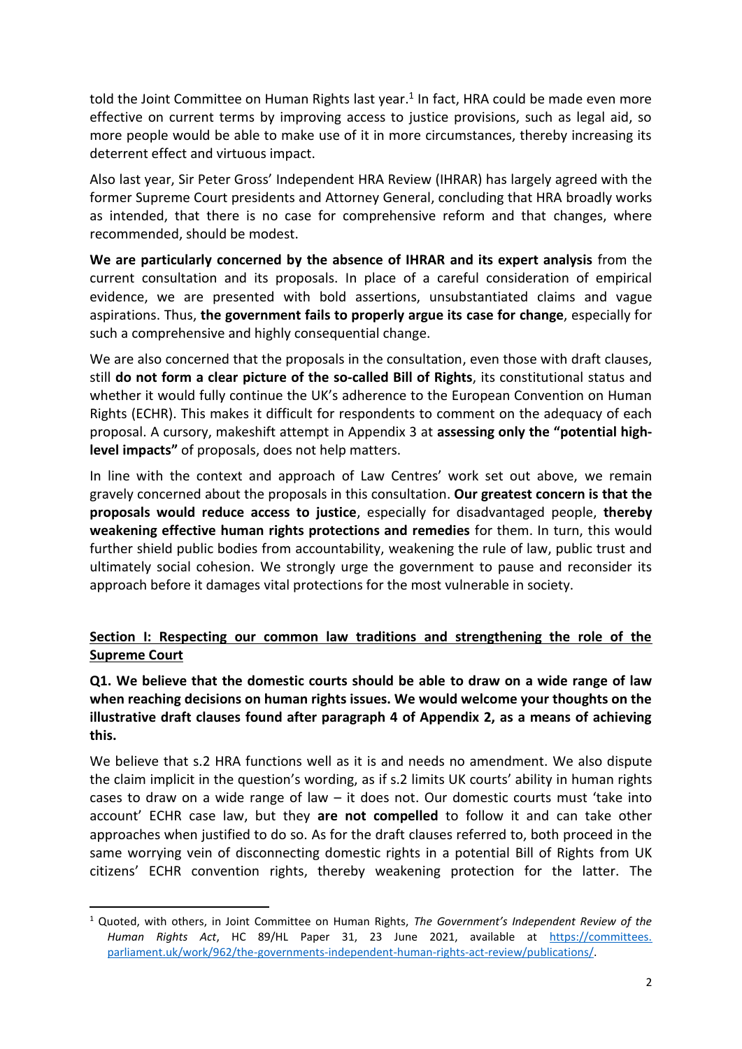told the Joint Committee on Human Rights last year.[1] In fact, HRA could be made even more effective on current terms by improving access to justice provisions, such as legal aid, so more people would be able to make use of it in more circumstances, thereby increasing its deterrent effect and virtuous impact.

Also last year, Sir Peter Gross' Independent HRA Review (IHRAR) has largely agreed with the former Supreme Court presidents and Attorney General, concluding that HRA broadly works as intended, that there is no case for comprehensive reform and that changes, where recommended, should be modest.

**We are particularly concerned by the absence of IHRAR and its expert analysis** from the current consultation and its proposals. In place of a careful consideration of empirical evidence, we are presented with bold assertions, unsubstantiated claims and vague aspirations. Thus, **the government fails to properly argue its case for change**, especially for such a comprehensive and highly consequential change.

We are also concerned that the proposals in the consultation, even those with draft clauses, still **do not form a clear picture of the so-called Bill of Rights**, its constitutional status and whether it would fully continue the UK's adherence to the European Convention on Human Rights (ECHR). This makes it difficult for respondents to comment on the adequacy of each proposal. A cursory, makeshift attempt in Appendix 3 at **assessing only the "potential high-level impacts"** of proposals, does not help matters.

In line with the context and approach of Law Centres' work set out above, we remain gravely concerned about the proposals in this consultation. **Our greatest concern is that the proposals would reduce access to justice**, especially for disadvantaged people, **thereby weakening effective human rights protections and remedies** for them. In turn, this would further shield public bodies from accountability, weakening the rule of law, public trust and ultimately social cohesion. We strongly urge the government to pause and reconsider its approach before it damages vital protections for the most vulnerable in society.

## Section I: Respecting our common law traditions and strengthening the role of the Supreme Court

**Q1. We believe that the domestic courts should be able to draw on a wide range of law when reaching decisions on human rights issues. We would welcome your thoughts on the illustrative draft clauses found after paragraph 4 of Appendix 2, as a means of achieving this.**

We believe that s.2 HRA functions well as it is and needs no amendment. We also dispute the claim implicit in the question's wording, as if s.2 limits UK courts' ability in human rights cases to draw on a wide range of law – it does not. Our domestic courts must 'take into account' ECHR case law, but they **are not compelled** to follow it and can take other approaches when justified to do so. As for the draft clauses referred to, both proceed in the same worrying vein of disconnecting domestic rights in a potential Bill of Rights from UK citizens' ECHR convention rights, thereby weakening protection for the latter. The

[1] Quoted, with others, in Joint Committee on Human Rights, *The Government's Independent Review of the Human Rights Act*, HC 89/HL Paper 31, 23 June 2021, available at https://committees.parliament.uk/work/962/the-governments-independent-human-rights-act-review/publications/.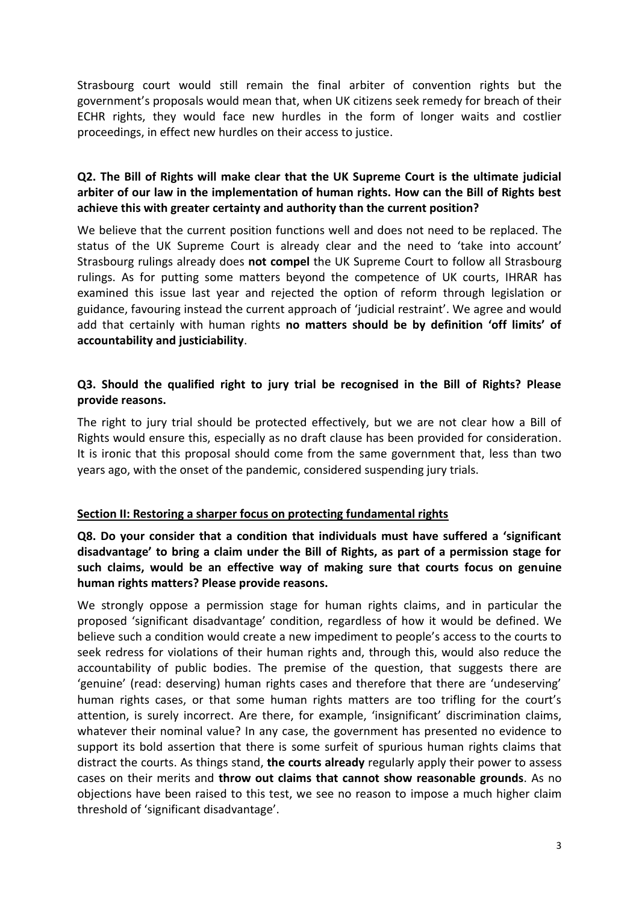Strasbourg court would still remain the final arbiter of convention rights but the government's proposals would mean that, when UK citizens seek remedy for breach of their ECHR rights, they would face new hurdles in the form of longer waits and costlier proceedings, in effect new hurdles on their access to justice.

**Q2. The Bill of Rights will make clear that the UK Supreme Court is the ultimate judicial arbiter of our law in the implementation of human rights. How can the Bill of Rights best achieve this with greater certainty and authority than the current position?**

We believe that the current position functions well and does not need to be replaced. The status of the UK Supreme Court is already clear and the need to 'take into account' Strasbourg rulings already does **not compel** the UK Supreme Court to follow all Strasbourg rulings. As for putting some matters beyond the competence of UK courts, IHRAR has examined this issue last year and rejected the option of reform through legislation or guidance, favouring instead the current approach of 'judicial restraint'. We agree and would add that certainly with human rights **no matters should be by definition 'off limits' of accountability and justiciability**.

**Q3. Should the qualified right to jury trial be recognised in the Bill of Rights? Please provide reasons.**

The right to jury trial should be protected effectively, but we are not clear how a Bill of Rights would ensure this, especially as no draft clause has been provided for consideration. It is ironic that this proposal should come from the same government that, less than two years ago, with the onset of the pandemic, considered suspending jury trials.

**Section II: Restoring a sharper focus on protecting fundamental rights**

**Q8. Do your consider that a condition that individuals must have suffered a 'significant disadvantage' to bring a claim under the Bill of Rights, as part of a permission stage for such claims, would be an effective way of making sure that courts focus on genuine human rights matters? Please provide reasons.**

We strongly oppose a permission stage for human rights claims, and in particular the proposed 'significant disadvantage' condition, regardless of how it would be defined. We believe such a condition would create a new impediment to people's access to the courts to seek redress for violations of their human rights and, through this, would also reduce the accountability of public bodies. The premise of the question, that suggests there are 'genuine' (read: deserving) human rights cases and therefore that there are 'undeserving' human rights cases, or that some human rights matters are too trifling for the court's attention, is surely incorrect. Are there, for example, 'insignificant' discrimination claims, whatever their nominal value? In any case, the government has presented no evidence to support its bold assertion that there is some surfeit of spurious human rights claims that distract the courts. As things stand, **the courts already** regularly apply their power to assess cases on their merits and **throw out claims that cannot show reasonable grounds**. As no objections have been raised to this test, we see no reason to impose a much higher claim threshold of 'significant disadvantage'.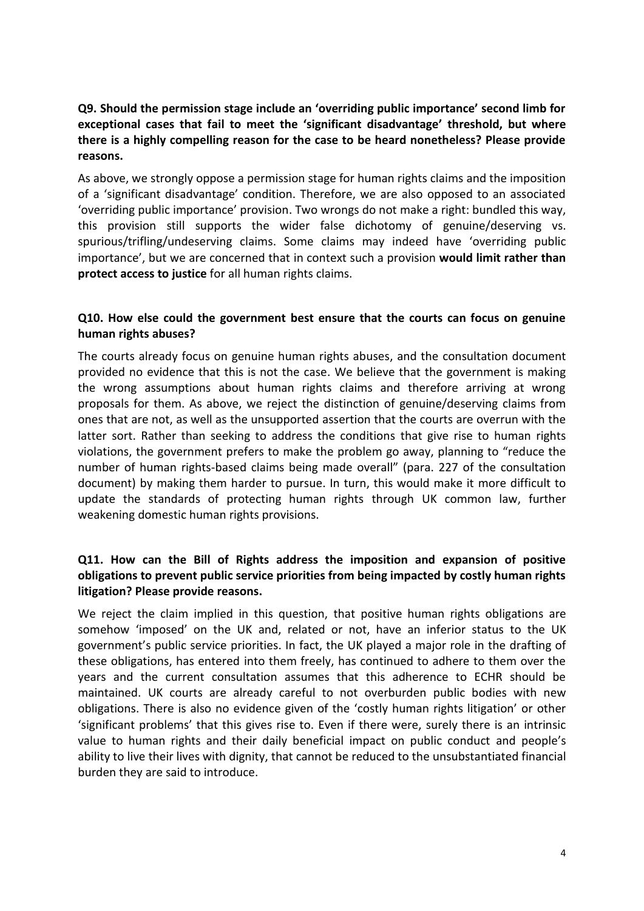**Q9. Should the permission stage include an 'overriding public importance' second limb for exceptional cases that fail to meet the 'significant disadvantage' threshold, but where there is a highly compelling reason for the case to be heard nonetheless? Please provide reasons.**

As above, we strongly oppose a permission stage for human rights claims and the imposition of a 'significant disadvantage' condition. Therefore, we are also opposed to an associated 'overriding public importance' provision. Two wrongs do not make a right: bundled this way, this provision still supports the wider false dichotomy of genuine/deserving vs. spurious/trifling/undeserving claims. Some claims may indeed have 'overriding public importance', but we are concerned that in context such a provision **would limit rather than protect access to justice** for all human rights claims.

**Q10. How else could the government best ensure that the courts can focus on genuine human rights abuses?**

The courts already focus on genuine human rights abuses, and the consultation document provided no evidence that this is not the case. We believe that the government is making the wrong assumptions about human rights claims and therefore arriving at wrong proposals for them. As above, we reject the distinction of genuine/deserving claims from ones that are not, as well as the unsupported assertion that the courts are overrun with the latter sort. Rather than seeking to address the conditions that give rise to human rights violations, the government prefers to make the problem go away, planning to "reduce the number of human rights-based claims being made overall" (para. 227 of the consultation document) by making them harder to pursue. In turn, this would make it more difficult to update the standards of protecting human rights through UK common law, further weakening domestic human rights provisions.

**Q11. How can the Bill of Rights address the imposition and expansion of positive obligations to prevent public service priorities from being impacted by costly human rights litigation? Please provide reasons.**

We reject the claim implied in this question, that positive human rights obligations are somehow 'imposed' on the UK and, related or not, have an inferior status to the UK government's public service priorities. In fact, the UK played a major role in the drafting of these obligations, has entered into them freely, has continued to adhere to them over the years and the current consultation assumes that this adherence to ECHR should be maintained. UK courts are already careful to not overburden public bodies with new obligations. There is also no evidence given of the 'costly human rights litigation' or other 'significant problems' that this gives rise to. Even if there were, surely there is an intrinsic value to human rights and their daily beneficial impact on public conduct and people's ability to live their lives with dignity, that cannot be reduced to the unsubstantiated financial burden they are said to introduce.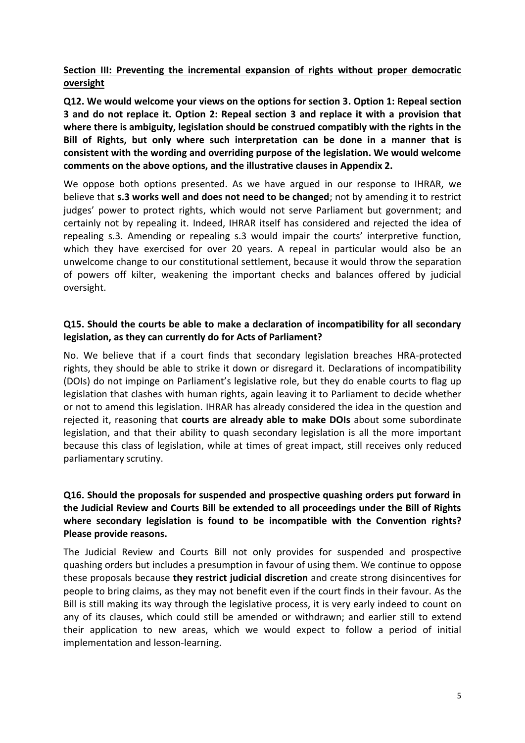## Section III: Preventing the incremental expansion of rights without proper democratic oversight

**Q12. We would welcome your views on the options for section 3. Option 1: Repeal section 3 and do not replace it. Option 2: Repeal section 3 and replace it with a provision that where there is ambiguity, legislation should be construed compatibly with the rights in the Bill of Rights, but only where such interpretation can be done in a manner that is consistent with the wording and overriding purpose of the legislation. We would welcome comments on the above options, and the illustrative clauses in Appendix 2.**

We oppose both options presented. As we have argued in our response to IHRAR, we believe that **s.3 works well and does not need to be changed**; not by amending it to restrict judges' power to protect rights, which would not serve Parliament but government; and certainly not by repealing it. Indeed, IHRAR itself has considered and rejected the idea of repealing s.3. Amending or repealing s.3 would impair the courts' interpretive function, which they have exercised for over 20 years. A repeal in particular would also be an unwelcome change to our constitutional settlement, because it would throw the separation of powers off kilter, weakening the important checks and balances offered by judicial oversight.

**Q15. Should the courts be able to make a declaration of incompatibility for all secondary legislation, as they can currently do for Acts of Parliament?**

No. We believe that if a court finds that secondary legislation breaches HRA-protected rights, they should be able to strike it down or disregard it. Declarations of incompatibility (DOIs) do not impinge on Parliament's legislative role, but they do enable courts to flag up legislation that clashes with human rights, again leaving it to Parliament to decide whether or not to amend this legislation. IHRAR has already considered the idea in the question and rejected it, reasoning that **courts are already able to make DOIs** about some subordinate legislation, and that their ability to quash secondary legislation is all the more important because this class of legislation, while at times of great impact, still receives only reduced parliamentary scrutiny.

**Q16. Should the proposals for suspended and prospective quashing orders put forward in the Judicial Review and Courts Bill be extended to all proceedings under the Bill of Rights where secondary legislation is found to be incompatible with the Convention rights? Please provide reasons.**

The Judicial Review and Courts Bill not only provides for suspended and prospective quashing orders but includes a presumption in favour of using them. We continue to oppose these proposals because **they restrict judicial discretion** and create strong disincentives for people to bring claims, as they may not benefit even if the court finds in their favour. As the Bill is still making its way through the legislative process, it is very early indeed to count on any of its clauses, which could still be amended or withdrawn; and earlier still to extend their application to new areas, which we would expect to follow a period of initial implementation and lesson-learning.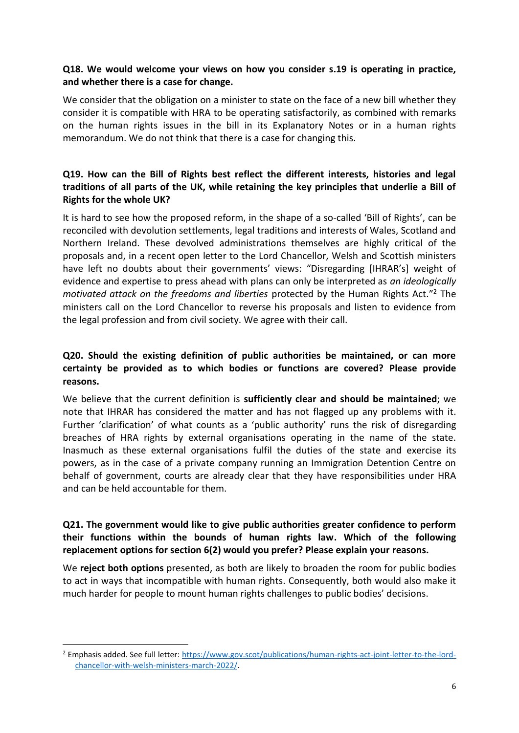**Q18. We would welcome your views on how you consider s.19 is operating in practice, and whether there is a case for change.**

We consider that the obligation on a minister to state on the face of a new bill whether they consider it is compatible with HRA to be operating satisfactorily, as combined with remarks on the human rights issues in the bill in its Explanatory Notes or in a human rights memorandum. We do not think that there is a case for changing this.

**Q19. How can the Bill of Rights best reflect the different interests, histories and legal traditions of all parts of the UK, while retaining the key principles that underlie a Bill of Rights for the whole UK?**

It is hard to see how the proposed reform, in the shape of a so-called 'Bill of Rights', can be reconciled with devolution settlements, legal traditions and interests of Wales, Scotland and Northern Ireland. These devolved administrations themselves are highly critical of the proposals and, in a recent open letter to the Lord Chancellor, Welsh and Scottish ministers have left no doubts about their governments' views: "Disregarding [IHRAR's] weight of evidence and expertise to press ahead with plans can only be interpreted as *an ideologically motivated attack on the freedoms and liberties* protected by the Human Rights Act."[2] The ministers call on the Lord Chancellor to reverse his proposals and listen to evidence from the legal profession and from civil society. We agree with their call.

**Q20. Should the existing definition of public authorities be maintained, or can more certainty be provided as to which bodies or functions are covered? Please provide reasons.**

We believe that the current definition is **sufficiently clear and should be maintained**; we note that IHRAR has considered the matter and has not flagged up any problems with it. Further 'clarification' of what counts as a 'public authority' runs the risk of disregarding breaches of HRA rights by external organisations operating in the name of the state. Inasmuch as these external organisations fulfil the duties of the state and exercise its powers, as in the case of a private company running an Immigration Detention Centre on behalf of government, courts are already clear that they have responsibilities under HRA and can be held accountable for them.

**Q21. The government would like to give public authorities greater confidence to perform their functions within the bounds of human rights law. Which of the following replacement options for section 6(2) would you prefer? Please explain your reasons.**

We **reject both options** presented, as both are likely to broaden the room for public bodies to act in ways that incompatible with human rights. Consequently, both would also make it much harder for people to mount human rights challenges to public bodies' decisions.

[2] Emphasis added. See full letter: https://www.gov.scot/publications/human-rights-act-joint-letter-to-the-lord-chancellor-with-welsh-ministers-march-2022/.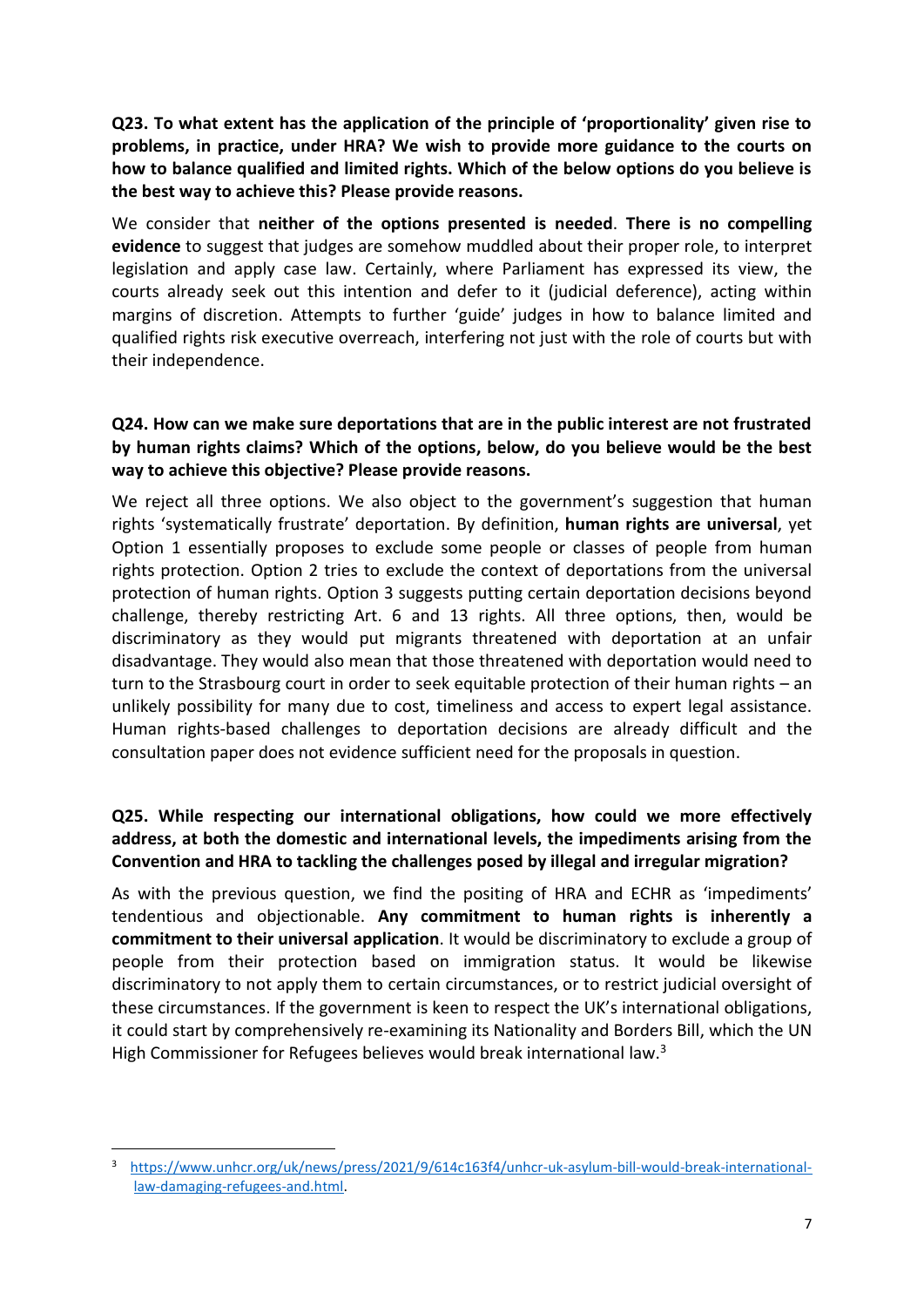**Q23. To what extent has the application of the principle of 'proportionality' given rise to problems, in practice, under HRA? We wish to provide more guidance to the courts on how to balance qualified and limited rights. Which of the below options do you believe is the best way to achieve this? Please provide reasons.**

We consider that **neither of the options presented is needed**. **There is no compelling evidence** to suggest that judges are somehow muddled about their proper role, to interpret legislation and apply case law. Certainly, where Parliament has expressed its view, the courts already seek out this intention and defer to it (judicial deference), acting within margins of discretion. Attempts to further 'guide' judges in how to balance limited and qualified rights risk executive overreach, interfering not just with the role of courts but with their independence.

**Q24. How can we make sure deportations that are in the public interest are not frustrated by human rights claims? Which of the options, below, do you believe would be the best way to achieve this objective? Please provide reasons.**

We reject all three options. We also object to the government's suggestion that human rights 'systematically frustrate' deportation. By definition, **human rights are universal**, yet Option 1 essentially proposes to exclude some people or classes of people from human rights protection. Option 2 tries to exclude the context of deportations from the universal protection of human rights. Option 3 suggests putting certain deportation decisions beyond challenge, thereby restricting Art. 6 and 13 rights. All three options, then, would be discriminatory as they would put migrants threatened with deportation at an unfair disadvantage. They would also mean that those threatened with deportation would need to turn to the Strasbourg court in order to seek equitable protection of their human rights – an unlikely possibility for many due to cost, timeliness and access to expert legal assistance. Human rights-based challenges to deportation decisions are already difficult and the consultation paper does not evidence sufficient need for the proposals in question.

**Q25. While respecting our international obligations, how could we more effectively address, at both the domestic and international levels, the impediments arising from the Convention and HRA to tackling the challenges posed by illegal and irregular migration?**

As with the previous question, we find the positing of HRA and ECHR as 'impediments' tendentious and objectionable. **Any commitment to human rights is inherently a commitment to their universal application**. It would be discriminatory to exclude a group of people from their protection based on immigration status. It would be likewise discriminatory to not apply them to certain circumstances, or to restrict judicial oversight of these circumstances. If the government is keen to respect the UK's international obligations, it could start by comprehensively re-examining its Nationality and Borders Bill, which the UN High Commissioner for Refugees believes would break international law.[3]

---

[3] https://www.unhcr.org/uk/news/press/2021/9/614c163f4/unhcr-uk-asylum-bill-would-break-international-law-damaging-refugees-and.html.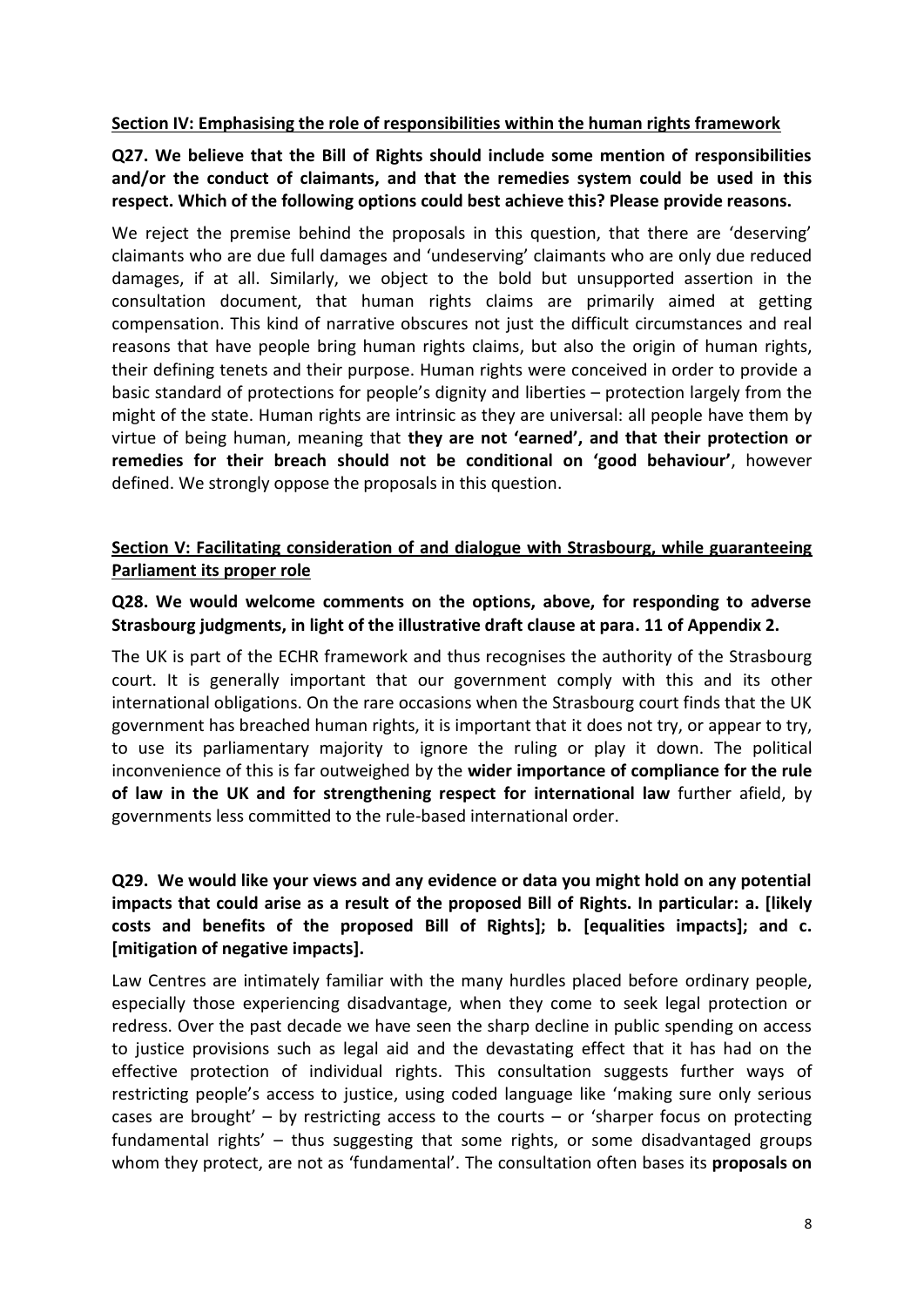**Section IV: Emphasising the role of responsibilities within the human rights framework**

**Q27. We believe that the Bill of Rights should include some mention of responsibilities and/or the conduct of claimants, and that the remedies system could be used in this respect. Which of the following options could best achieve this? Please provide reasons.**

We reject the premise behind the proposals in this question, that there are 'deserving' claimants who are due full damages and 'undeserving' claimants who are only due reduced damages, if at all. Similarly, we object to the bold but unsupported assertion in the consultation document, that human rights claims are primarily aimed at getting compensation. This kind of narrative obscures not just the difficult circumstances and real reasons that have people bring human rights claims, but also the origin of human rights, their defining tenets and their purpose. Human rights were conceived in order to provide a basic standard of protections for people's dignity and liberties – protection largely from the might of the state. Human rights are intrinsic as they are universal: all people have them by virtue of being human, meaning that **they are not 'earned', and that their protection or remedies for their breach should not be conditional on 'good behaviour'**, however defined. We strongly oppose the proposals in this question.

**Section V: Facilitating consideration of and dialogue with Strasbourg, while guaranteeing Parliament its proper role**

**Q28. We would welcome comments on the options, above, for responding to adverse Strasbourg judgments, in light of the illustrative draft clause at para. 11 of Appendix 2.**

The UK is part of the ECHR framework and thus recognises the authority of the Strasbourg court. It is generally important that our government comply with this and its other international obligations. On the rare occasions when the Strasbourg court finds that the UK government has breached human rights, it is important that it does not try, or appear to try, to use its parliamentary majority to ignore the ruling or play it down. The political inconvenience of this is far outweighed by the **wider importance of compliance for the rule of law in the UK and for strengthening respect for international law** further afield, by governments less committed to the rule-based international order.

**Q29. We would like your views and any evidence or data you might hold on any potential impacts that could arise as a result of the proposed Bill of Rights. In particular: a. [likely costs and benefits of the proposed Bill of Rights]; b. [equalities impacts]; and c. [mitigation of negative impacts].**

Law Centres are intimately familiar with the many hurdles placed before ordinary people, especially those experiencing disadvantage, when they come to seek legal protection or redress. Over the past decade we have seen the sharp decline in public spending on access to justice provisions such as legal aid and the devastating effect that it has had on the effective protection of individual rights. This consultation suggests further ways of restricting people's access to justice, using coded language like 'making sure only serious cases are brought' – by restricting access to the courts – or 'sharper focus on protecting fundamental rights' – thus suggesting that some rights, or some disadvantaged groups whom they protect, are not as 'fundamental'. The consultation often bases its **proposals on**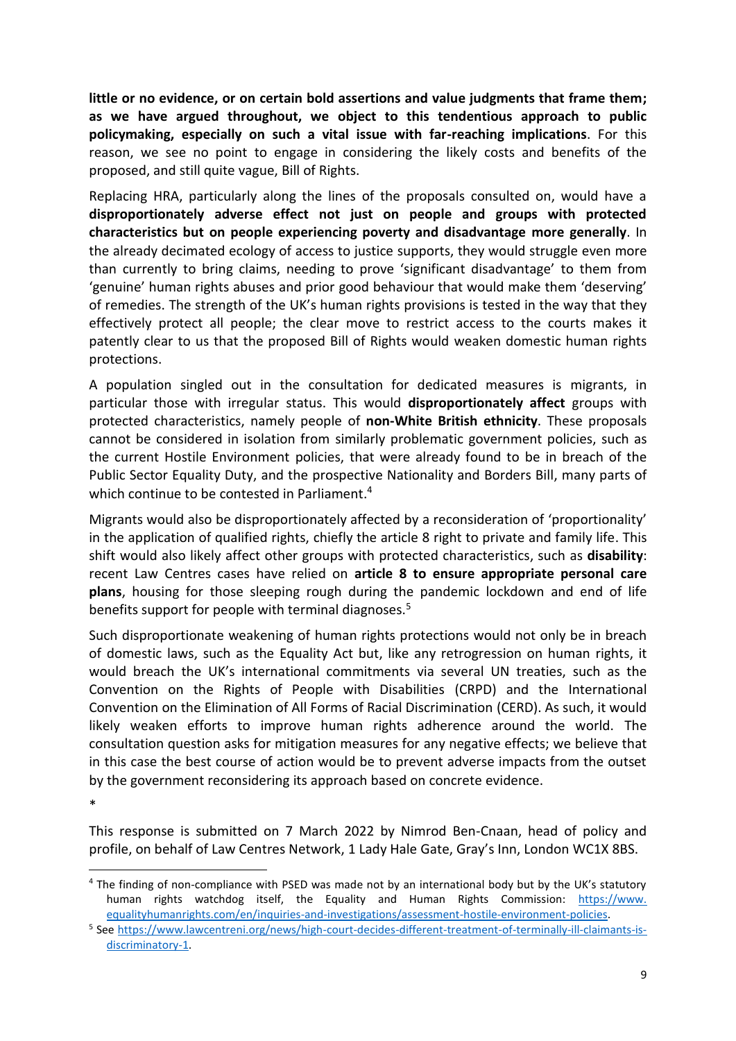**little or no evidence, or on certain bold assertions and value judgments that frame them; as we have argued throughout, we object to this tendentious approach to public policymaking, especially on such a vital issue with far-reaching implications**. For this reason, we see no point to engage in considering the likely costs and benefits of the proposed, and still quite vague, Bill of Rights.

Replacing HRA, particularly along the lines of the proposals consulted on, would have a **disproportionately adverse effect not just on people and groups with protected characteristics but on people experiencing poverty and disadvantage more generally**. In the already decimated ecology of access to justice supports, they would struggle even more than currently to bring claims, needing to prove 'significant disadvantage' to them from 'genuine' human rights abuses and prior good behaviour that would make them 'deserving' of remedies. The strength of the UK's human rights provisions is tested in the way that they effectively protect all people; the clear move to restrict access to the courts makes it patently clear to us that the proposed Bill of Rights would weaken domestic human rights protections.

A population singled out in the consultation for dedicated measures is migrants, in particular those with irregular status. This would **disproportionately affect** groups with protected characteristics, namely people of **non-White British ethnicity**. These proposals cannot be considered in isolation from similarly problematic government policies, such as the current Hostile Environment policies, that were already found to be in breach of the Public Sector Equality Duty, and the prospective Nationality and Borders Bill, many parts of which continue to be contested in Parliament.[4]

Migrants would also be disproportionately affected by a reconsideration of 'proportionality' in the application of qualified rights, chiefly the article 8 right to private and family life. This shift would also likely affect other groups with protected characteristics, such as **disability**: recent Law Centres cases have relied on **article 8 to ensure appropriate personal care plans**, housing for those sleeping rough during the pandemic lockdown and end of life benefits support for people with terminal diagnoses.[5]

Such disproportionate weakening of human rights protections would not only be in breach of domestic laws, such as the Equality Act but, like any retrogression on human rights, it would breach the UK's international commitments via several UN treaties, such as the Convention on the Rights of People with Disabilities (CRPD) and the International Convention on the Elimination of All Forms of Racial Discrimination (CERD). As such, it would likely weaken efforts to improve human rights adherence around the world. The consultation question asks for mitigation measures for any negative effects; we believe that in this case the best course of action would be to prevent adverse impacts from the outset by the government reconsidering its approach based on concrete evidence.

*

This response is submitted on 7 March 2022 by Nimrod Ben-Cnaan, head of policy and profile, on behalf of Law Centres Network, 1 Lady Hale Gate, Gray's Inn, London WC1X 8BS.

---

[4] The finding of non-compliance with PSED was made not by an international body but by the UK's statutory human rights watchdog itself, the Equality and Human Rights Commission: https://www.equalityhumanrights.com/en/inquiries-and-investigations/assessment-hostile-environment-policies.

[5] See https://www.lawcentreni.org/news/high-court-decides-different-treatment-of-terminally-ill-claimants-is-discriminatory-1.